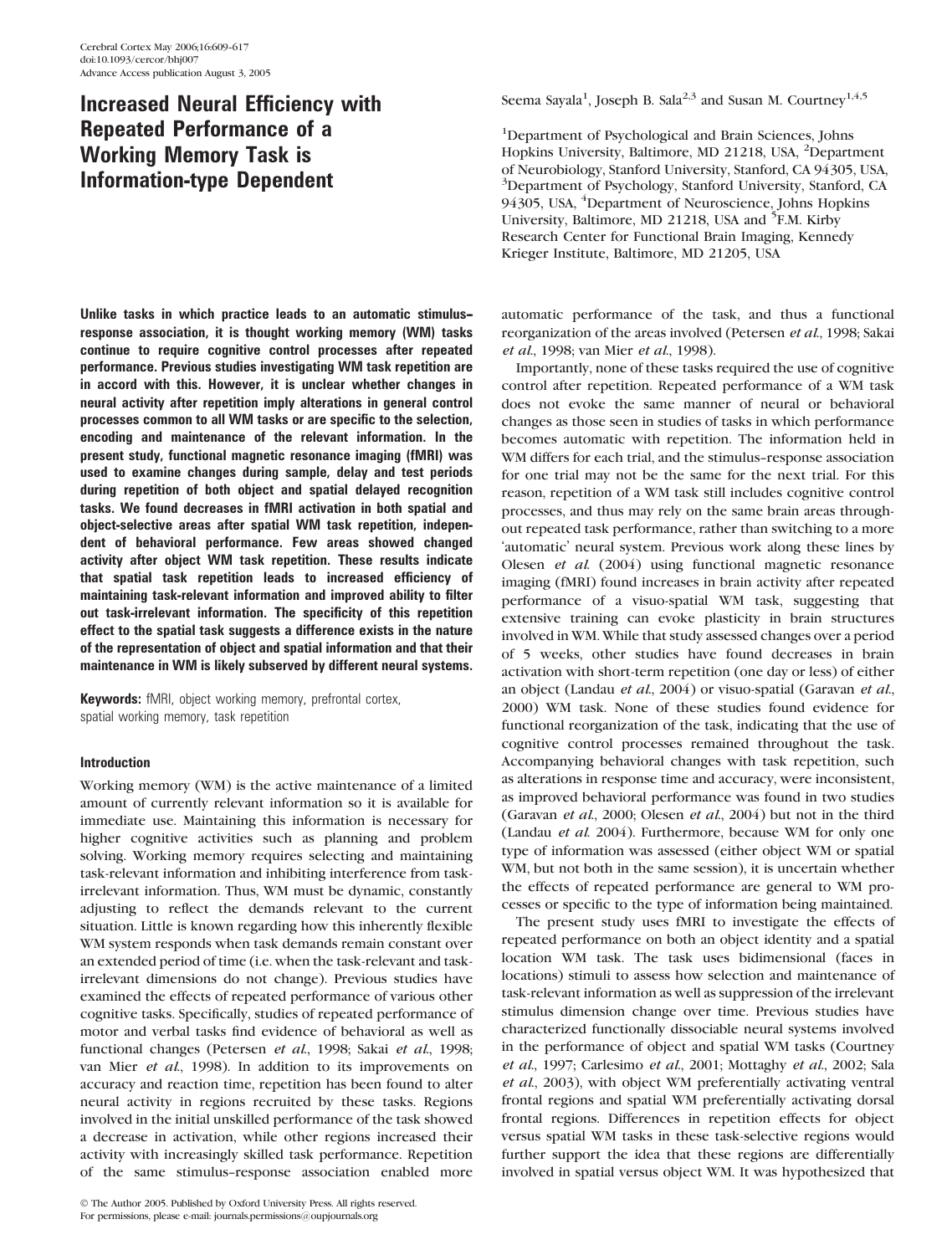# Increased Neural Efficiency with Repeated Performance of a Working Memory Task is Information-type Dependent

Seema Sayala[1], Joseph B. Sala[2,3] and Susan M. Courtney[1,4,5]

[1]Department of Psychological and Brain Sciences, Johns Hopkins University, Baltimore, MD 21218, USA, [2]Department of Neurobiology, Stanford University, Stanford, CA 94305, USA, [3]Department of Psychology, Stanford University, Stanford, CA 94305, USA, [4]Department of Neuroscience, Johns Hopkins University, Baltimore, MD 21218, USA and [5]F.M. Kirby Research Center for Functional Brain Imaging, Kennedy Krieger Institute, Baltimore, MD 21205, USA

**Unlike tasks in which practice leads to an automatic stimulus–response association, it is thought working memory (WM) tasks continue to require cognitive control processes after repeated performance. Previous studies investigating WM task repetition are in accord with this. However, it is unclear whether changes in neural activity after repetition imply alterations in general control processes common to all WM tasks or are specific to the selection, encoding and maintenance of the relevant information. In the present study, functional magnetic resonance imaging (fMRI) was used to examine changes during sample, delay and test periods during repetition of both object and spatial delayed recognition tasks. We found decreases in fMRI activation in both spatial and object-selective areas after spatial WM task repetition, independent of behavioral performance. Few areas showed changed activity after object WM task repetition. These results indicate that spatial task repetition leads to increased efficiency of maintaining task-relevant information and improved ability to filter out task-irrelevant information. The specificity of this repetition effect to the spatial task suggests a difference exists in the nature of the representation of object and spatial information and that their maintenance in WM is likely subserved by different neural systems.**

**Keywords:** fMRI, object working memory, prefrontal cortex, spatial working memory, task repetition

## Introduction

Working memory (WM) is the active maintenance of a limited amount of currently relevant information so it is available for immediate use. Maintaining this information is necessary for higher cognitive activities such as planning and problem solving. Working memory requires selecting and maintaining task-relevant information and inhibiting interference from task-irrelevant information. Thus, WM must be dynamic, constantly adjusting to reflect the demands relevant to the current situation. Little is known regarding how this inherently flexible WM system responds when task demands remain constant over an extended period of time (i.e. when the task-relevant and task-irrelevant dimensions do not change). Previous studies have examined the effects of repeated performance of various other cognitive tasks. Specifically, studies of repeated performance of motor and verbal tasks find evidence of behavioral as well as functional changes (Petersen *et al.*, 1998; Sakai *et al.*, 1998; van Mier *et al.*, 1998). In addition to its improvements on accuracy and reaction time, repetition has been found to alter neural activity in regions recruited by these tasks. Regions involved in the initial unskilled performance of the task showed a decrease in activation, while other regions increased their activity with increasingly skilled task performance. Repetition of the same stimulus–response association enabled more automatic performance of the task, and thus a functional reorganization of the areas involved (Petersen *et al.*, 1998; Sakai *et al.*, 1998; van Mier *et al.*, 1998).

Importantly, none of these tasks required the use of cognitive control after repetition. Repeated performance of a WM task does not evoke the same manner of neural or behavioral changes as those seen in studies of tasks in which performance becomes automatic with repetition. The information held in WM differs for each trial, and the stimulus–response association for one trial may not be the same for the next trial. For this reason, repetition of a WM task still includes cognitive control processes, and thus may rely on the same brain areas throughout repeated task performance, rather than switching to a more 'automatic' neural system. Previous work along these lines by Olesen *et al.* (2004) using functional magnetic resonance imaging (fMRI) found increases in brain activity after repeated performance of a visuo-spatial WM task, suggesting that extensive training can evoke plasticity in brain structures involved in WM. While that study assessed changes over a period of 5 weeks, other studies have found decreases in brain activation with short-term repetition (one day or less) of either an object (Landau *et al.*, 2004) or visuo-spatial (Garavan *et al.*, 2000) WM task. None of these studies found evidence for functional reorganization of the task, indicating that the use of cognitive control processes remained throughout the task. Accompanying behavioral changes with task repetition, such as alterations in response time and accuracy, were inconsistent, as improved behavioral performance was found in two studies (Garavan *et al.*, 2000; Olesen *et al.*, 2004) but not in the third (Landau *et al.* 2004). Furthermore, because WM for only one type of information was assessed (either object WM or spatial WM, but not both in the same session), it is uncertain whether the effects of repeated performance are general to WM processes or specific to the type of information being maintained.

The present study uses fMRI to investigate the effects of repeated performance on both an object identity and a spatial location WM task. The task uses bidimensional (faces in locations) stimuli to assess how selection and maintenance of task-relevant information as well as suppression of the irrelevant stimulus dimension change over time. Previous studies have characterized functionally dissociable neural systems involved in the performance of object and spatial WM tasks (Courtney *et al.*, 1997; Carlesimo *et al.*, 2001; Mottaghy *et al.*, 2002; Sala *et al.*, 2003), with object WM preferentially activating ventral frontal regions and spatial WM preferentially activating dorsal frontal regions. Differences in repetition effects for object versus spatial WM tasks in these task-selective regions would further support the idea that these regions are differentially involved in spatial versus object WM. It was hypothesized that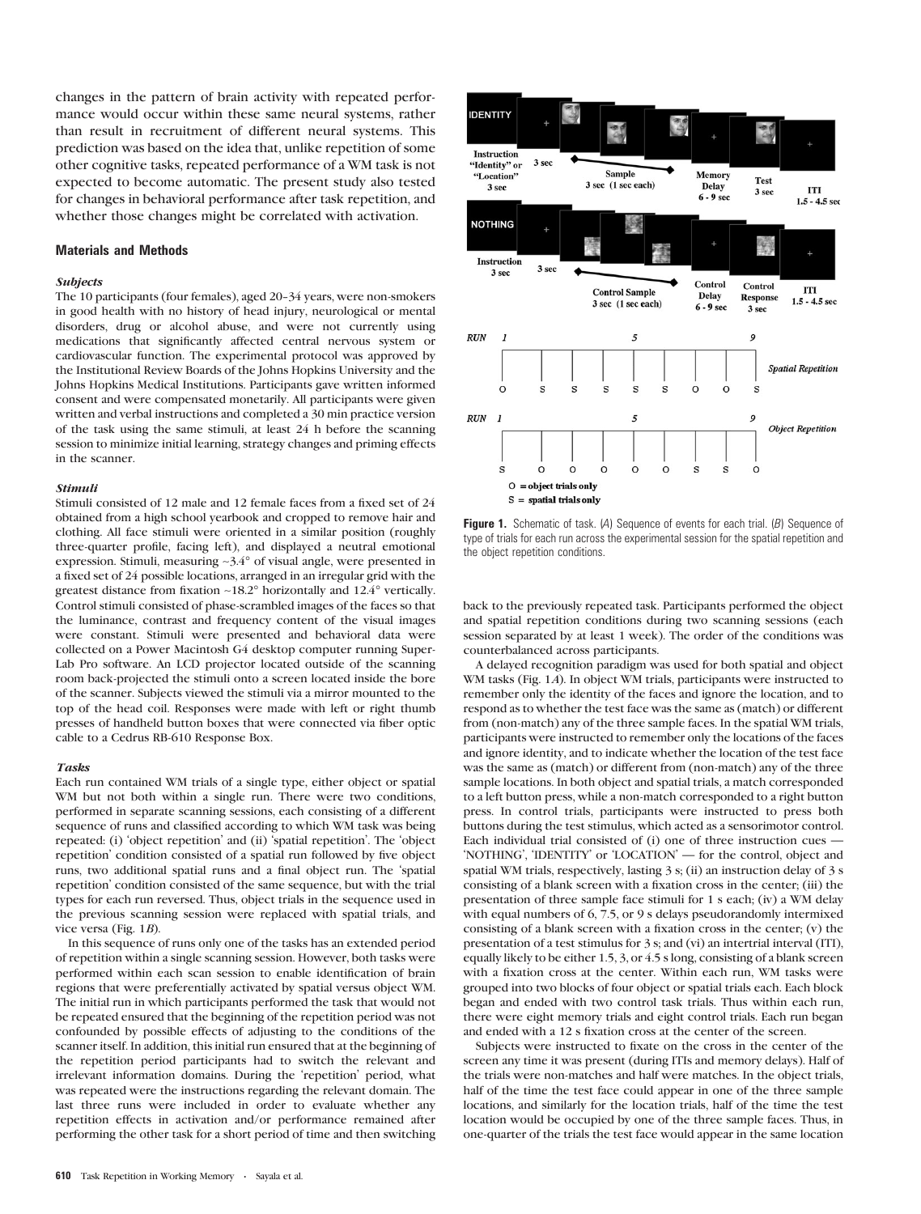changes in the pattern of brain activity with repeated performance would occur within these same neural systems, rather than result in recruitment of different neural systems. This prediction was based on the idea that, unlike repetition of some other cognitive tasks, repeated performance of a WM task is not expected to become automatic. The present study also tested for changes in behavioral performance after task repetition, and whether those changes might be correlated with activation.

## Materials and Methods

### *Subjects*

The 10 participants (four females), aged 20–34 years, were non-smokers in good health with no history of head injury, neurological or mental disorders, drug or alcohol abuse, and were not currently using medications that significantly affected central nervous system or cardiovascular function. The experimental protocol was approved by the Institutional Review Boards of the Johns Hopkins University and the Johns Hopkins Medical Institutions. Participants gave written informed consent and were compensated monetarily. All participants were given written and verbal instructions and completed a 30 min practice version of the task using the same stimuli, at least 24 h before the scanning session to minimize initial learning, strategy changes and priming effects in the scanner.

### *Stimuli*

Stimuli consisted of 12 male and 12 female faces from a fixed set of 24 obtained from a high school yearbook and cropped to remove hair and clothing. All face stimuli were oriented in a similar position (roughly three-quarter profile, facing left), and displayed a neutral emotional expression. Stimuli, measuring ~3.4° of visual angle, were presented in a fixed set of 24 possible locations, arranged in an irregular grid with the greatest distance from fixation ~18.2° horizontally and 12.4° vertically. Control stimuli consisted of phase-scrambled images of the faces so that the luminance, contrast and frequency content of the visual images were constant. Stimuli were presented and behavioral data were collected on a Power Macintosh G4 desktop computer running Super-Lab Pro software. An LCD projector located outside of the scanning room back-projected the stimuli onto a screen located inside the bore of the scanner. Subjects viewed the stimuli via a mirror mounted to the top of the head coil. Responses were made with left or right thumb presses of handheld button boxes that were connected via fiber optic cable to a Cedrus RB-610 Response Box.

### *Tasks*

Each run contained WM trials of a single type, either object or spatial WM but not both within a single run. There were two conditions, performed in separate scanning sessions, each consisting of a different sequence of runs and classified according to which WM task was being repeated: (i) 'object repetition' and (ii) 'spatial repetition'. The 'object repetition' condition consisted of a spatial run followed by five object runs, two additional spatial runs and a final object run. The 'spatial repetition' condition consisted of the same sequence, but with the trial types for each run reversed. Thus, object trials in the sequence used in the previous scanning session were replaced with spatial trials, and vice versa (Fig. 1*B*).

In this sequence of runs only one of the tasks has an extended period of repetition within a single scanning session. However, both tasks were performed within each scan session to enable identification of brain regions that were preferentially activated by spatial versus object WM. The initial run in which participants performed the task that would not be repeated ensured that the beginning of the repetition period was not confounded by possible effects of adjusting to the conditions of the scanner itself. In addition, this initial run ensured that at the beginning of the repetition period participants had to switch the relevant and irrelevant information domains. During the 'repetition' period, what was repeated were the instructions regarding the relevant domain. The last three runs were included in order to evaluate whether any repetition effects in activation and/or performance remained after performing the other task for a short period of time and then switching back to the previously repeated task. Participants performed the object and spatial repetition conditions during two scanning sessions (each session separated by at least 1 week). The order of the conditions was counterbalanced across participants.

**Figure 1.** Schematic of task. (*A*) Sequence of events for each trial. (*B*) Sequence of type of trials for each run across the experimental session for the spatial repetition and the object repetition conditions.

A delayed recognition paradigm was used for both spatial and object WM tasks (Fig. 1*A*). In object WM trials, participants were instructed to remember only the identity of the faces and ignore the location, and to respond as to whether the test face was the same as (match) or different from (non-match) any of the three sample faces. In the spatial WM trials, participants were instructed to remember only the locations of the faces and ignore identity, and to indicate whether the location of the test face was the same as (match) or different from (non-match) any of the three sample locations. In both object and spatial trials, a match corresponded to a left button press, while a non-match corresponded to a right button press. In control trials, participants were instructed to press both buttons during the test stimulus, which acted as a sensorimotor control. Each individual trial consisted of (i) one of three instruction cues — 'NOTHING', 'IDENTITY' or 'LOCATION' — for the control, object and spatial WM trials, respectively, lasting 3 s; (ii) an instruction delay of 3 s consisting of a blank screen with a fixation cross in the center; (iii) the presentation of three sample face stimuli for 1 s each; (iv) a WM delay with equal numbers of 6, 7.5, or 9 s delays pseudorandomly intermixed consisting of a blank screen with a fixation cross in the center; (v) the presentation of a test stimulus for 3 s; and (vi) an intertrial interval (ITI), equally likely to be either 1.5, 3, or 4.5 s long, consisting of a blank screen with a fixation cross at the center. Within each run, WM tasks were grouped into two blocks of four object or spatial trials each. Each block began and ended with two control task trials. Thus within each run, there were eight memory trials and eight control trials. Each run began and ended with a 12 s fixation cross at the center of the screen.

Subjects were instructed to fixate on the cross in the center of the screen any time it was present (during ITIs and memory delays). Half of the trials were non-matches and half were matches. In the object trials, half of the time the test face could appear in one of the three sample locations, and similarly for the location trials, half of the time the test location would be occupied by one of the three sample faces. Thus, in one-quarter of the trials the test face would appear in the same location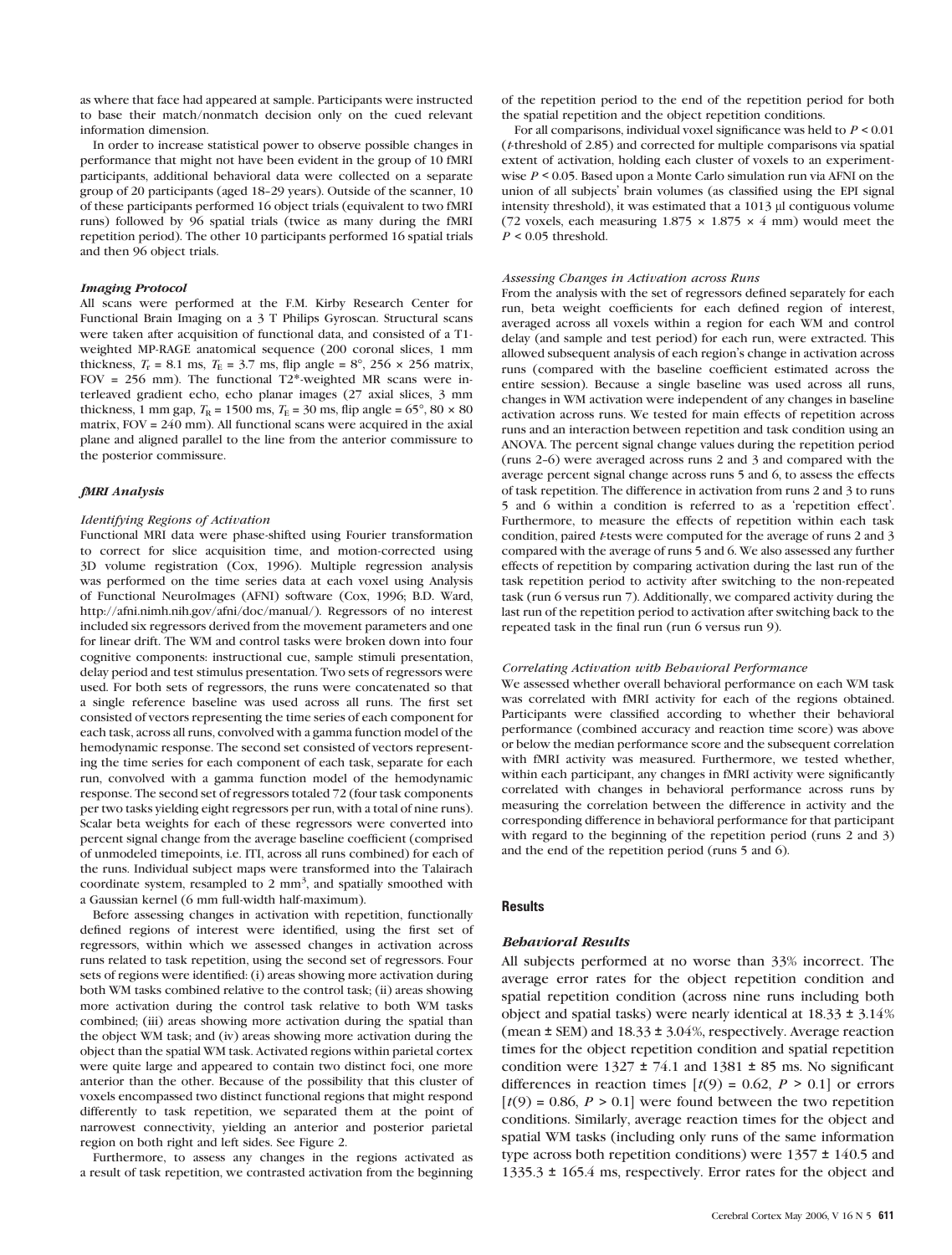as where that face had appeared at sample. Participants were instructed to base their match/nonmatch decision only on the cued relevant information dimension.

In order to increase statistical power to observe possible changes in performance that might not have been evident in the group of 10 fMRI participants, additional behavioral data were collected on a separate group of 20 participants (aged 18–29 years). Outside of the scanner, 10 of these participants performed 16 object trials (equivalent to two fMRI runs) followed by 96 spatial trials (twice as many during the fMRI repetition period). The other 10 participants performed 16 spatial trials and then 96 object trials.

### *Imaging Protocol*

All scans were performed at the F.M. Kirby Research Center for Functional Brain Imaging on a 3 T Philips Gyroscan. Structural scans were taken after acquisition of functional data, and consisted of a T1-weighted MP-RAGE anatomical sequence (200 coronal slices, 1 mm thickness, $T_r$ = 8.1 ms, $T_E$ = 3.7 ms, flip angle = 8°, 256 × 256 matrix, FOV = 256 mm). The functional T2*-weighted MR scans were interleaved gradient echo, echo planar images (27 axial slices, 3 mm thickness, 1 mm gap, $T_R$ = 1500 ms, $T_E$ = 30 ms, flip angle = 65°, 80 × 80 matrix, FOV = 240 mm). All functional scans were acquired in the axial plane and aligned parallel to the line from the anterior commissure to the posterior commissure.

### *fMRI Analysis*

#### *Identifying Regions of Activation*

Functional MRI data were phase-shifted using Fourier transformation to correct for slice acquisition time, and motion-corrected using 3D volume registration (Cox, 1996). Multiple regression analysis was performed on the time series data at each voxel using Analysis of Functional NeuroImages (AFNI) software (Cox, 1996; B.D. Ward, http://afni.nimh.nih.gov/afni/doc/manual/). Regressors of no interest included six regressors derived from the movement parameters and one for linear drift. The WM and control tasks were broken down into four cognitive components: instructional cue, sample stimuli presentation, delay period and test stimulus presentation. Two sets of regressors were used. For both sets of regressors, the runs were concatenated so that a single reference baseline was used across all runs. The first set consisted of vectors representing the time series of each component for each task, across all runs, convolved with a gamma function model of the hemodynamic response. The second set consisted of vectors representing the time series for each component of each task, separate for each run, convolved with a gamma function model of the hemodynamic response. The second set of regressors totaled 72 (four task components per two tasks yielding eight regressors per run, with a total of nine runs). Scalar beta weights for each of these regressors were converted into percent signal change from the average baseline coefficient (comprised of unmodeled timepoints, i.e. ITI, across all runs combined) for each of the runs. Individual subject maps were transformed into the Talairach coordinate system, resampled to 2 mm$^3$, and spatially smoothed with a Gaussian kernel (6 mm full-width half-maximum).

Before assessing changes in activation with repetition, functionally defined regions of interest were identified, using the first set of regressors, within which we assessed changes in activation across runs related to task repetition, using the second set of regressors. Four sets of regions were identified: (i) areas showing more activation during both WM tasks combined relative to the control task; (ii) areas showing more activation during the control task relative to both WM tasks combined; (iii) areas showing more activation during the spatial than the object WM task; and (iv) areas showing more activation during the object than the spatial WM task. Activated regions within parietal cortex were quite large and appeared to contain two distinct foci, one more anterior than the other. Because of the possibility that this cluster of voxels encompassed two distinct functional regions that might respond differently to task repetition, we separated them at the point of narrowest connectivity, yielding an anterior and posterior parietal region on both right and left sides. See Figure 2.

Furthermore, to assess any changes in the regions activated as a result of task repetition, we contrasted activation from the beginning of the repetition period to the end of the repetition period for both the spatial repetition and the object repetition conditions.

For all comparisons, individual voxel significance was held to $P < 0.01$ ($t$-threshold of 2.85) and corrected for multiple comparisons via spatial extent of activation, holding each cluster of voxels to an experiment-wise $P < 0.05$. Based upon a Monte Carlo simulation run via AFNI on the union of all subjects' brain volumes (as classified using the EPI signal intensity threshold), it was estimated that a 1013 μl contiguous volume (72 voxels, each measuring 1.875 × 1.875 × 4 mm) would meet the $P < 0.05$ threshold.

#### *Assessing Changes in Activation across Runs*

From the analysis with the set of regressors defined separately for each run, beta weight coefficients for each defined region of interest, averaged across all voxels within a region for each WM and control delay (and sample and test period) for each run, were extracted. This allowed subsequent analysis of each region's change in activation across runs (compared with the baseline coefficient estimated across the entire session). Because a single baseline was used across all runs, changes in WM activation were independent of any changes in baseline activation across runs. We tested for main effects of repetition across runs and an interaction between repetition and task condition using an ANOVA. The percent signal change values during the repetition period (runs 2–6) were averaged across runs 2 and 3 and compared with the average percent signal change across runs 5 and 6, to assess the effects of task repetition. The difference in activation from runs 2 and 3 to runs 5 and 6 within a condition is referred to as a 'repetition effect'. Furthermore, to measure the effects of repetition within each task condition, paired $t$-tests were computed for the average of runs 2 and 3 compared with the average of runs 5 and 6. We also assessed any further effects of repetition by comparing activation during the last run of the task repetition period to activity after switching to the non-repeated task (run 6 versus run 7). Additionally, we compared activity during the last run of the repetition period to activation after switching back to the repeated task in the final run (run 6 versus run 9).

#### *Correlating Activation with Behavioral Performance*

We assessed whether overall behavioral performance on each WM task was correlated with fMRI activity for each of the regions obtained. Participants were classified according to whether their behavioral performance (combined accuracy and reaction time score) was above or below the median performance score and the subsequent correlation with fMRI activity was measured. Furthermore, we tested whether, within each participant, any changes in fMRI activity were significantly correlated with changes in behavioral performance across runs by measuring the correlation between the difference in activity and the corresponding difference in behavioral performance for that participant with regard to the beginning of the repetition period (runs 2 and 3) and the end of the repetition period (runs 5 and 6).

## Results

### *Behavioral Results*

All subjects performed at no worse than 33% incorrect. The average error rates for the object repetition condition and spatial repetition condition (across nine runs including both object and spatial tasks) were nearly identical at 18.33 ± 3.14% (mean ± SEM) and 18.33 ± 3.04%, respectively. Average reaction times for the object repetition condition and spatial repetition condition were 1327 ± 74.1 and 1381 ± 85 ms. No significant differences in reaction times [$t(9) = 0.62$, $P > 0.1$] or errors [$t(9) = 0.86$, $P > 0.1$] were found between the two repetition conditions. Similarly, average reaction times for the object and spatial WM tasks (including only runs of the same information type across both repetition conditions) were 1357 ± 140.5 and 1335.3 ± 165.4 ms, respectively. Error rates for the object and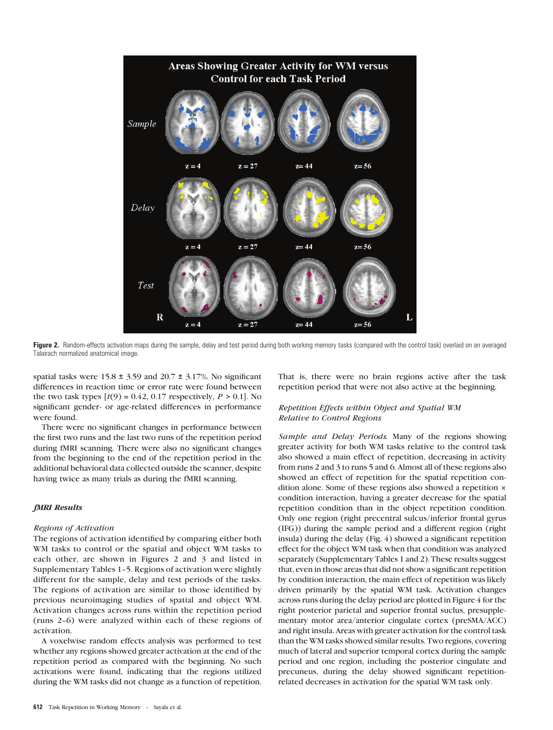**Figure 2.** Random-effects activation maps during the sample, delay and test period during both working memory tasks (compared with the control task) overlaid on an averaged Talairach normalized anatomical image.

spatial tasks were 15.8 ± 3.59 and 20.7 ± 3.17%. No significant differences in reaction time or error rate were found between the two task types [$t(9) = 0.42$, 0.17 respectively, $P > 0.1$]. No significant gender- or age-related differences in performance were found.

There were no significant changes in performance between the first two runs and the last two runs of the repetition period during fMRI scanning. There were also no significant changes from the beginning to the end of the repetition period in the additional behavioral data collected outside the scanner, despite having twice as many trials as during the fMRI scanning.

### *fMRI Results*

#### *Regions of Activation*

The regions of activation identified by comparing either both WM tasks to control or the spatial and object WM tasks to each other, are shown in Figures 2 and 3 and listed in Supplementary Tables 1–5. Regions of activation were slightly different for the sample, delay and test periods of the tasks. The regions of activation are similar to those identified by previous neuroimaging studies of spatial and object WM. Activation changes across runs within the repetition period (runs 2–6) were analyzed within each of these regions of activation.

A voxelwise random effects analysis was performed to test whether any regions showed greater activation at the end of the repetition period as compared with the beginning. No such activations were found, indicating that the regions utilized during the WM tasks did not change as a function of repetition. That is, there were no brain regions active after the task repetition period that were not also active at the beginning.

#### *Repetition Effects within Object and Spatial WM Relative to Control Regions*

*Sample and Delay Periods.* Many of the regions showing greater activity for both WM tasks relative to the control task also showed a main effect of repetition, decreasing in activity from runs 2 and 3 to runs 5 and 6. Almost all of these regions also showed an effect of repetition for the spatial repetition condition alone. Some of these regions also showed a repetition × condition interaction, having a greater decrease for the spatial repetition condition than in the object repetition condition. Only one region (right precentral sulcus/inferior frontal gyrus (IFG)) during the sample period and a different region (right insula) during the delay (Fig. 4) showed a significant repetition effect for the object WM task when that condition was analyzed separately (Supplementary Tables 1 and 2). These results suggest that, even in those areas that did not show a significant repetition by condition interaction, the main effect of repetition was likely driven primarily by the spatial WM task. Activation changes across runs during the delay period are plotted in Figure 4 for the right posterior parietal and superior frontal sulcus, presupplementary motor area/anterior cingulate cortex (preSMA/ACC) and right insula. Areas with greater activation for the control task than the WM tasks showed similar results. Two regions, covering much of lateral and superior temporal cortex during the sample period and one region, including the posterior cingulate and precuneus, during the delay showed significant repetition-related decreases in activation for the spatial WM task only.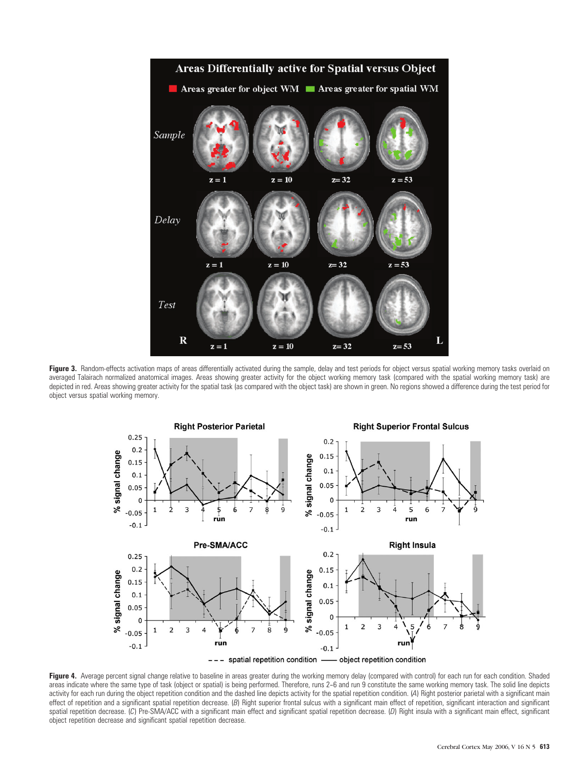**Figure 3.** Random-effects activation maps of areas differentially activated during the sample, delay and test periods for object versus spatial working memory tasks overlaid on averaged Talairach normalized anatomical images. Areas showing greater activity for the object working memory task (compared with the spatial working memory task) are depicted in red. Areas showing greater activity for the spatial task (as compared with the object task) are shown in green. No regions showed a difference during the test period for object versus spatial working memory.

**Figure 4.** Average percent signal change relative to baseline in areas greater during the working memory delay (compared with control) for each run for each condition. Shaded areas indicate where the same type of task (object or spatial) is being performed. Therefore, runs 2–6 and run 9 constitute the same working memory task. The solid line depicts activity for each run during the object repetition condition and the dashed line depicts activity for the spatial repetition condition. (*A*) Right posterior parietal with a significant main effect of repetition and a significant spatial repetition decrease. (*B*) Right superior frontal sulcus with a significant main effect of repetition, significant interaction and significant spatial repetition decrease. (*C*) Pre-SMA/ACC with a significant main effect and significant spatial repetition decrease. (*D*) Right insula with a significant main effect, significant object repetition decrease and significant spatial repetition decrease.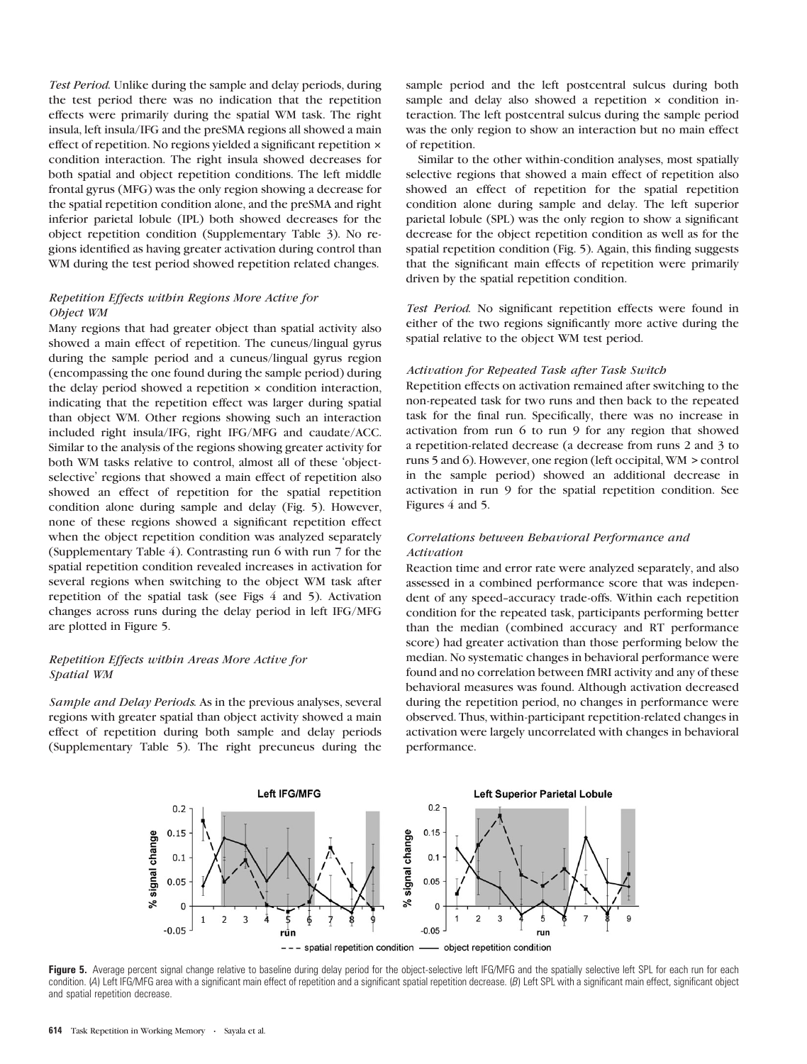*Test Period.* Unlike during the sample and delay periods, during the test period there was no indication that the repetition effects were primarily during the spatial WM task. The right insula, left insula/IFG and the preSMA regions all showed a main effect of repetition. No regions yielded a significant repetition × condition interaction. The right insula showed decreases for both spatial and object repetition conditions. The left middle frontal gyrus (MFG) was the only region showing a decrease for the spatial repetition condition alone, and the preSMA and right inferior parietal lobule (IPL) both showed decreases for the object repetition condition (Supplementary Table 3). No regions identified as having greater activation during control than WM during the test period showed repetition related changes.

### *Repetition Effects within Regions More Active for Object WM*

Many regions that had greater object than spatial activity also showed a main effect of repetition. The cuneus/lingual gyrus during the sample period and a cuneus/lingual gyrus region (encompassing the one found during the sample period) during the delay period showed a repetition × condition interaction, indicating that the repetition effect was larger during spatial than object WM. Other regions showing such an interaction included right insula/IFG, right IFG/MFG and caudate/ACC. Similar to the analysis of the regions showing greater activity for both WM tasks relative to control, almost all of these 'object-selective' regions that showed a main effect of repetition also showed an effect of repetition for the spatial repetition condition alone during sample and delay (Fig. 5). However, none of these regions showed a significant repetition effect when the object repetition condition was analyzed separately (Supplementary Table 4). Contrasting run 6 with run 7 for the spatial repetition condition revealed increases in activation for several regions when switching to the object WM task after repetition of the spatial task (see Figs 4 and 5). Activation changes across runs during the delay period in left IFG/MFG are plotted in Figure 5.

### *Repetition Effects within Areas More Active for Spatial WM*

*Sample and Delay Periods.* As in the previous analyses, several regions with greater spatial than object activity showed a main effect of repetition during both sample and delay periods (Supplementary Table 5). The right precuneus during the sample period and the left postcentral sulcus during both sample and delay also showed a repetition × condition interaction. The left postcentral sulcus during the sample period was the only region to show an interaction but no main effect of repetition.

Similar to the other within-condition analyses, most spatially selective regions that showed a main effect of repetition also showed an effect of repetition for the spatial repetition condition alone during sample and delay. The left superior parietal lobule (SPL) was the only region to show a significant decrease for the object repetition condition as well as for the spatial repetition condition (Fig. 5). Again, this finding suggests that the significant main effects of repetition were primarily driven by the spatial repetition condition.

*Test Period.* No significant repetition effects were found in either of the two regions significantly more active during the spatial relative to the object WM test period.

### *Activation for Repeated Task after Task Switch*

Repetition effects on activation remained after switching to the non-repeated task for two runs and then back to the repeated task for the final run. Specifically, there was no increase in activation from run 6 to run 9 for any region that showed a repetition-related decrease (a decrease from runs 2 and 3 to runs 5 and 6). However, one region (left occipital, WM > control in the sample period) showed an additional decrease in activation in run 9 for the spatial repetition condition. See Figures 4 and 5.

### *Correlations between Behavioral Performance and Activation*

Reaction time and error rate were analyzed separately, and also assessed in a combined performance score that was independent of any speed–accuracy trade-offs. Within each repetition condition for the repeated task, participants performing better than the median (combined accuracy and RT performance score) had greater activation than those performing below the median. No systematic changes in behavioral performance were found and no correlation between fMRI activity and any of these behavioral measures was found. Although activation decreased during the repetition period, no changes in performance were observed. Thus, within-participant repetition-related changes in activation were largely uncorrelated with changes in behavioral performance.

**Figure 5.** Average percent signal change relative to baseline during delay period for the object-selective left IFG/MFG and the spatially selective left SPL for each run for each condition. (*A*) Left IFG/MFG area with a significant main effect of repetition and a significant spatial repetition decrease. (*B*) Left SPL with a significant main effect, significant object and spatial repetition decrease.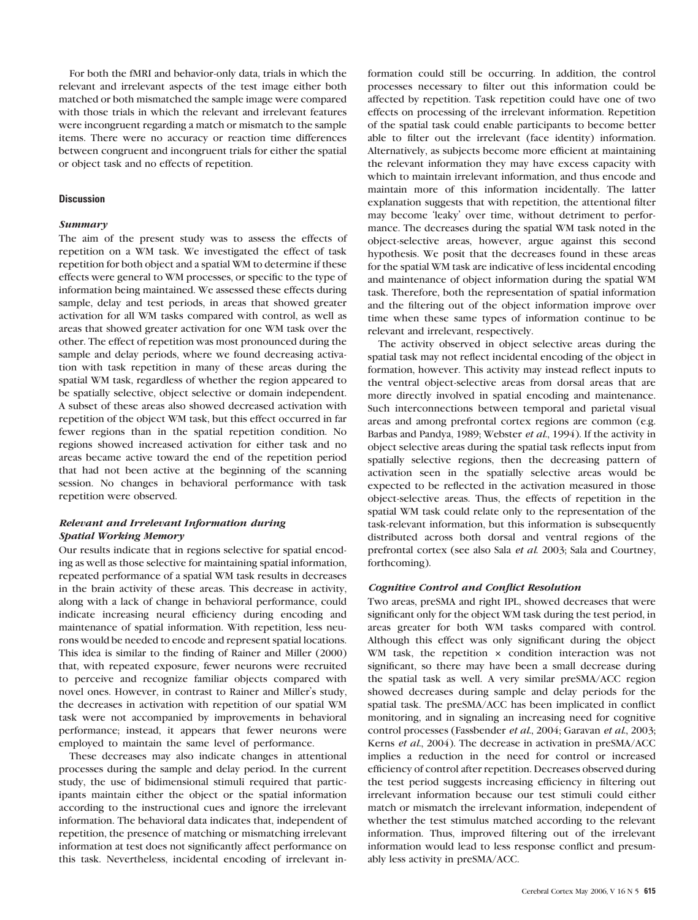For both the fMRI and behavior-only data, trials in which the relevant and irrelevant aspects of the test image either both matched or both mismatched the sample image were compared with those trials in which the relevant and irrelevant features were incongruent regarding a match or mismatch to the sample items. There were no accuracy or reaction time differences between congruent and incongruent trials for either the spatial or object task and no effects of repetition.

## Discussion

### *Summary*

The aim of the present study was to assess the effects of repetition on a WM task. We investigated the effect of task repetition for both object and a spatial WM to determine if these effects were general to WM processes, or specific to the type of information being maintained. We assessed these effects during sample, delay and test periods, in areas that showed greater activation for all WM tasks compared with control, as well as areas that showed greater activation for one WM task over the other. The effect of repetition was most pronounced during the sample and delay periods, where we found decreasing activation with task repetition in many of these areas during the spatial WM task, regardless of whether the region appeared to be spatially selective, object selective or domain independent. A subset of these areas also showed decreased activation with repetition of the object WM task, but this effect occurred in far fewer regions than in the spatial repetition condition. No regions showed increased activation for either task and no areas became active toward the end of the repetition period that had not been active at the beginning of the scanning session. No changes in behavioral performance with task repetition were observed.

### *Relevant and Irrelevant Information during Spatial Working Memory*

Our results indicate that in regions selective for spatial encoding as well as those selective for maintaining spatial information, repeated performance of a spatial WM task results in decreases in the brain activity of these areas. This decrease in activity, along with a lack of change in behavioral performance, could indicate increasing neural efficiency during encoding and maintenance of spatial information. With repetition, less neurons would be needed to encode and represent spatial locations. This idea is similar to the finding of Rainer and Miller (2000) that, with repeated exposure, fewer neurons were recruited to perceive and recognize familiar objects compared with novel ones. However, in contrast to Rainer and Miller's study, the decreases in activation with repetition of our spatial WM task were not accompanied by improvements in behavioral performance; instead, it appears that fewer neurons were employed to maintain the same level of performance.

These decreases may also indicate changes in attentional processes during the sample and delay period. In the current study, the use of bidimensional stimuli required that participants maintain either the object or the spatial information according to the instructional cues and ignore the irrelevant information. The behavioral data indicates that, independent of repetition, the presence of matching or mismatching irrelevant information at test does not significantly affect performance on this task. Nevertheless, incidental encoding of irrelevant information could still be occurring. In addition, the control processes necessary to filter out this information could be affected by repetition. Task repetition could have one of two effects on processing of the irrelevant information. Repetition of the spatial task could enable participants to become better able to filter out the irrelevant (face identity) information. Alternatively, as subjects become more efficient at maintaining the relevant information they may have excess capacity with which to maintain irrelevant information, and thus encode and maintain more of this information incidentally. The latter explanation suggests that with repetition, the attentional filter may become 'leaky' over time, without detriment to performance. The decreases during the spatial WM task noted in the object-selective areas, however, argue against this second hypothesis. We posit that the decreases found in these areas for the spatial WM task are indicative of less incidental encoding and maintenance of object information during the spatial WM task. Therefore, both the representation of spatial information and the filtering out of the object information improve over time when these same types of information continue to be relevant and irrelevant, respectively.

The activity observed in object selective areas during the spatial task may not reflect incidental encoding of the object in formation, however. This activity may instead reflect inputs to the ventral object-selective areas from dorsal areas that are more directly involved in spatial encoding and maintenance. Such interconnections between temporal and parietal visual areas and among prefrontal cortex regions are common (e.g. Barbas and Pandya, 1989; Webster *et al.*, 1994). If the activity in object selective areas during the spatial task reflects input from spatially selective regions, then the decreasing pattern of activation seen in the spatially selective areas would be expected to be reflected in the activation measured in those object-selective areas. Thus, the effects of repetition in the spatial WM task could relate only to the representation of the task-relevant information, but this information is subsequently distributed across both dorsal and ventral regions of the prefrontal cortex (see also Sala *et al.* 2003; Sala and Courtney, forthcoming).

### *Cognitive Control and Conflict Resolution*

Two areas, preSMA and right IPL, showed decreases that were significant only for the object WM task during the test period, in areas greater for both WM tasks compared with control. Although this effect was only significant during the object WM task, the repetition × condition interaction was not significant, so there may have been a small decrease during the spatial task as well. A very similar preSMA/ACC region showed decreases during sample and delay periods for the spatial task. The preSMA/ACC has been implicated in conflict monitoring, and in signaling an increasing need for cognitive control processes (Fassbender *et al.*, 2004; Garavan *et al.*, 2003; Kerns *et al.*, 2004). The decrease in activation in preSMA/ACC implies a reduction in the need for control or increased efficiency of control after repetition. Decreases observed during the test period suggests increasing efficiency in filtering out irrelevant information because our test stimuli could either match or mismatch the irrelevant information, independent of whether the test stimulus matched according to the relevant information. Thus, improved filtering out of the irrelevant information would lead to less response conflict and presumably less activity in preSMA/ACC.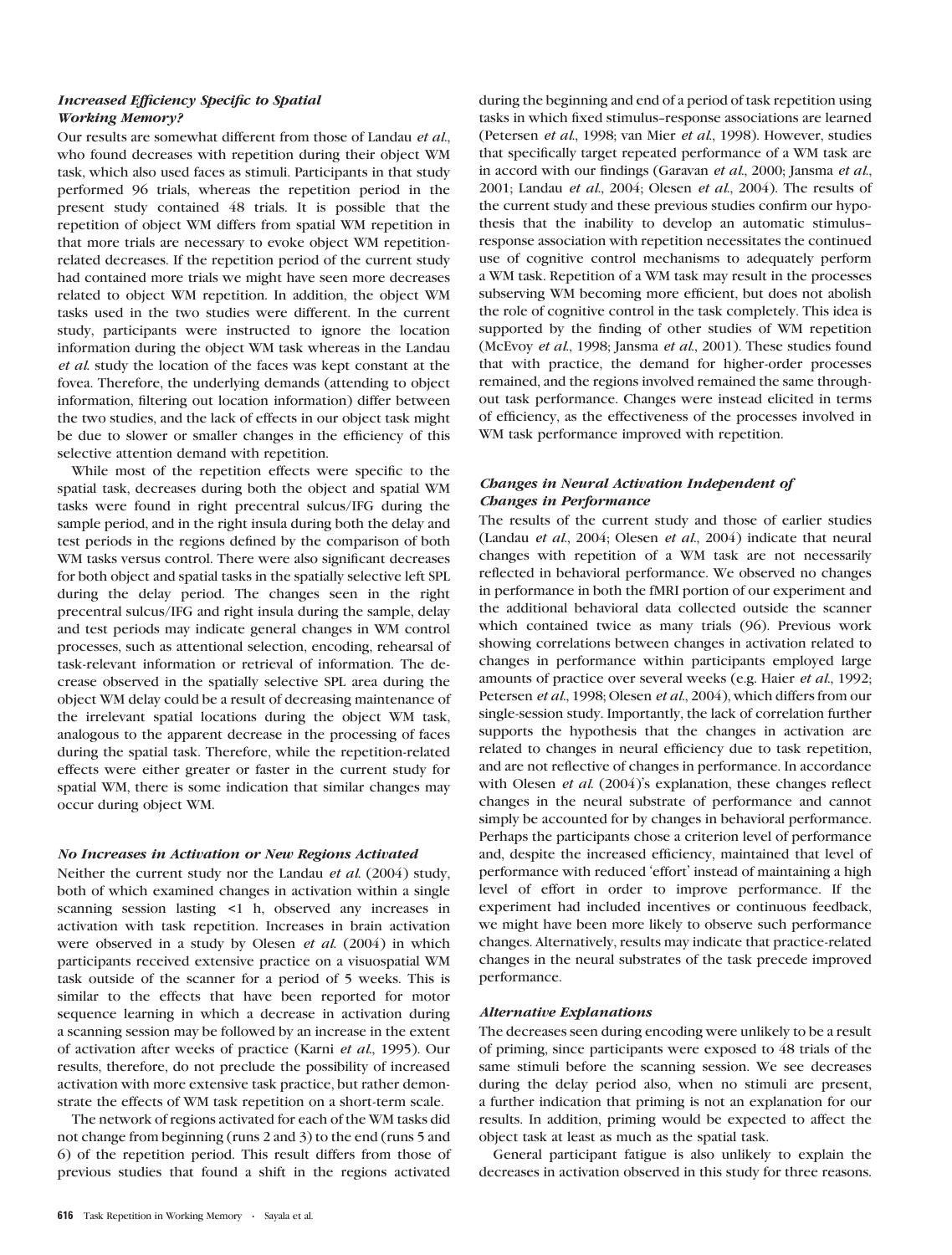### *Increased Efficiency Specific to Spatial Working Memory?*

Our results are somewhat different from those of Landau *et al*., who found decreases with repetition during their object WM task, which also used faces as stimuli. Participants in that study performed 96 trials, whereas the repetition period in the present study contained 48 trials. It is possible that the repetition of object WM differs from spatial WM repetition in that more trials are necessary to evoke object WM repetition-related decreases. If the repetition period of the current study had contained more trials we might have seen more decreases related to object WM repetition. In addition, the object WM tasks used in the two studies were different. In the current study, participants were instructed to ignore the location information during the object WM task whereas in the Landau *et al*. study the location of the faces was kept constant at the fovea. Therefore, the underlying demands (attending to object information, filtering out location information) differ between the two studies, and the lack of effects in our object task might be due to slower or smaller changes in the efficiency of this selective attention demand with repetition.

While most of the repetition effects were specific to the spatial task, decreases during both the object and spatial WM tasks were found in right precentral sulcus/IFG during the sample period, and in the right insula during both the delay and test periods in the regions defined by the comparison of both WM tasks versus control. There were also significant decreases for both object and spatial tasks in the spatially selective left SPL during the delay period. The changes seen in the right precentral sulcus/IFG and right insula during the sample, delay and test periods may indicate general changes in WM control processes, such as attentional selection, encoding, rehearsal of task-relevant information or retrieval of information. The decrease observed in the spatially selective SPL area during the object WM delay could be a result of decreasing maintenance of the irrelevant spatial locations during the object WM task, analogous to the apparent decrease in the processing of faces during the spatial task. Therefore, while the repetition-related effects were either greater or faster in the current study for spatial WM, there is some indication that similar changes may occur during object WM.

### *No Increases in Activation or New Regions Activated*

Neither the current study nor the Landau *et al*. (2004) study, both of which examined changes in activation within a single scanning session lasting <1 h, observed any increases in activation with task repetition. Increases in brain activation were observed in a study by Olesen *et al*. (2004) in which participants received extensive practice on a visuospatial WM task outside of the scanner for a period of 5 weeks. This is similar to the effects that have been reported for motor sequence learning in which a decrease in activation during a scanning session may be followed by an increase in the extent of activation after weeks of practice (Karni *et al*., 1995). Our results, therefore, do not preclude the possibility of increased activation with more extensive task practice, but rather demonstrate the effects of WM task repetition on a short-term scale.

The network of regions activated for each of the WM tasks did not change from beginning (runs 2 and 3) to the end (runs 5 and 6) of the repetition period. This result differs from those of previous studies that found a shift in the regions activated during the beginning and end of a period of task repetition using tasks in which fixed stimulus–response associations are learned (Petersen *et al*., 1998; van Mier *et al*., 1998). However, studies that specifically target repeated performance of a WM task are in accord with our findings (Garavan *et al*., 2000; Jansma *et al*., 2001; Landau *et al*., 2004; Olesen *et al*., 2004). The results of the current study and these previous studies confirm our hypothesis that the inability to develop an automatic stimulus–response association with repetition necessitates the continued use of cognitive control mechanisms to adequately perform a WM task. Repetition of a WM task may result in the processes subserving WM becoming more efficient, but does not abolish the role of cognitive control in the task completely. This idea is supported by the finding of other studies of WM repetition (McEvoy *et al*., 1998; Jansma *et al*., 2001). These studies found that with practice, the demand for higher-order processes remained, and the regions involved remained the same throughout task performance. Changes were instead elicited in terms of efficiency, as the effectiveness of the processes involved in WM task performance improved with repetition.

### *Changes in Neural Activation Independent of Changes in Performance*

The results of the current study and those of earlier studies (Landau *et al*., 2004; Olesen *et al*., 2004) indicate that neural changes with repetition of a WM task are not necessarily reflected in behavioral performance. We observed no changes in performance in both the fMRI portion of our experiment and the additional behavioral data collected outside the scanner which contained twice as many trials (96). Previous work showing correlations between changes in activation related to changes in performance within participants employed large amounts of practice over several weeks (e.g. Haier *et al*., 1992; Petersen *et al*., 1998; Olesen *et al*., 2004), which differs from our single-session study. Importantly, the lack of correlation further supports the hypothesis that the changes in activation are related to changes in neural efficiency due to task repetition, and are not reflective of changes in performance. In accordance with Olesen *et al*. (2004)'s explanation, these changes reflect changes in the neural substrate of performance and cannot simply be accounted for by changes in behavioral performance. Perhaps the participants chose a criterion level of performance and, despite the increased efficiency, maintained that level of performance with reduced 'effort' instead of maintaining a high level of effort in order to improve performance. If the experiment had included incentives or continuous feedback, we might have been more likely to observe such performance changes. Alternatively, results may indicate that practice-related changes in the neural substrates of the task precede improved performance.

### *Alternative Explanations*

The decreases seen during encoding were unlikely to be a result of priming, since participants were exposed to 48 trials of the same stimuli before the scanning session. We see decreases during the delay period also, when no stimuli are present, a further indication that priming is not an explanation for our results. In addition, priming would be expected to affect the object task at least as much as the spatial task.

General participant fatigue is also unlikely to explain the decreases in activation observed in this study for three reasons.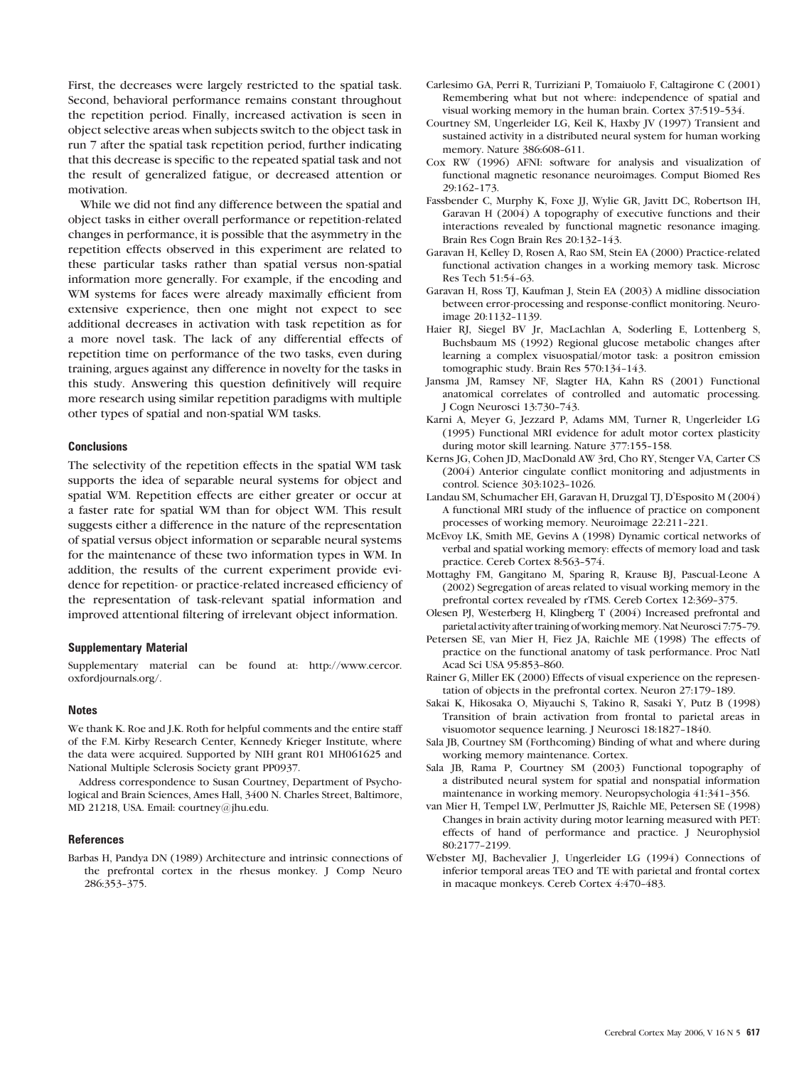First, the decreases were largely restricted to the spatial task. Second, behavioral performance remains constant throughout the repetition period. Finally, increased activation is seen in object selective areas when subjects switch to the object task in run 7 after the spatial task repetition period, further indicating that this decrease is specific to the repeated spatial task and not the result of generalized fatigue, or decreased attention or motivation.

While we did not find any difference between the spatial and object tasks in either overall performance or repetition-related changes in performance, it is possible that the asymmetry in the repetition effects observed in this experiment are related to these particular tasks rather than spatial versus non-spatial information more generally. For example, if the encoding and WM systems for faces were already maximally efficient from extensive experience, then one might not expect to see additional decreases in activation with task repetition as for a more novel task. The lack of any differential effects of repetition time on performance of the two tasks, even during training, argues against any difference in novelty for the tasks in this study. Answering this question definitively will require more research using similar repetition paradigms with multiple other types of spatial and non-spatial WM tasks.

## Conclusions

The selectivity of the repetition effects in the spatial WM task supports the idea of separable neural systems for object and spatial WM. Repetition effects are either greater or occur at a faster rate for spatial WM than for object WM. This result suggests either a difference in the nature of the representation of spatial versus object information or separable neural systems for the maintenance of these two information types in WM. In addition, the results of the current experiment provide evidence for repetition- or practice-related increased efficiency of the representation of task-relevant spatial information and improved attentional filtering of irrelevant object information.

## Supplementary Material

Supplementary material can be found at: http://www.cercor.oxfordjournals.org/.

## Notes

We thank K. Roe and J.K. Roth for helpful comments and the entire staff of the F.M. Kirby Research Center, Kennedy Krieger Institute, where the data were acquired. Supported by NIH grant R01 MH061625 and National Multiple Sclerosis Society grant PP0937.

Address correspondence to Susan Courtney, Department of Psychological and Brain Sciences, Ames Hall, 3400 N. Charles Street, Baltimore, MD 21218, USA. Email: courtney@jhu.edu.

## References

Barbas H, Pandya DN (1989) Architecture and intrinsic connections of the prefrontal cortex in the rhesus monkey. J Comp Neuro 286:353–375.

Carlesimo GA, Perri R, Turriziani P, Tomaiuolo F, Caltagirone C (2001) Remembering what but not where: independence of spatial and visual working memory in the human brain. Cortex 37:519–534.

Courtney SM, Ungerleider LG, Keil K, Haxby JV (1997) Transient and sustained activity in a distributed neural system for human working memory. Nature 386:608–611.

Cox RW (1996) AFNI: software for analysis and visualization of functional magnetic resonance neuroimages. Comput Biomed Res 29:162–173.

Fassbender C, Murphy K, Foxe JJ, Wylie GR, Javitt DC, Robertson IH, Garavan H (2004) A topography of executive functions and their interactions revealed by functional magnetic resonance imaging. Brain Res Cogn Brain Res 20:132–143.

Garavan H, Kelley D, Rosen A, Rao SM, Stein EA (2000) Practice-related functional activation changes in a working memory task. Microsc Res Tech 51:54–63.

Garavan H, Ross TJ, Kaufman J, Stein EA (2003) A midline dissociation between error-processing and response-conflict monitoring. Neuroimage 20:1132–1139.

Haier RJ, Siegel BV Jr, MacLachlan A, Soderling E, Lottenberg S, Buchsbaum MS (1992) Regional glucose metabolic changes after learning a complex visuospatial/motor task: a positron emission tomographic study. Brain Res 570:134–143.

Jansma JM, Ramsey NF, Slagter HA, Kahn RS (2001) Functional anatomical correlates of controlled and automatic processing. J Cogn Neurosci 13:730–743.

Karni A, Meyer G, Jezzard P, Adams MM, Turner R, Ungerleider LG (1995) Functional MRI evidence for adult motor cortex plasticity during motor skill learning. Nature 377:155–158.

Kerns JG, Cohen JD, MacDonald AW 3rd, Cho RY, Stenger VA, Carter CS (2004) Anterior cingulate conflict monitoring and adjustments in control. Science 303:1023–1026.

Landau SM, Schumacher EH, Garavan H, Druzgal TJ, D'Esposito M (2004) A functional MRI study of the influence of practice on component processes of working memory. Neuroimage 22:211–221.

McEvoy LK, Smith ME, Gevins A (1998) Dynamic cortical networks of verbal and spatial working memory: effects of memory load and task practice. Cereb Cortex 8:563–574.

Mottaghy FM, Gangitano M, Sparing R, Krause BJ, Pascual-Leone A (2002) Segregation of areas related to visual working memory in the prefrontal cortex revealed by rTMS. Cereb Cortex 12:369–375.

Olesen PJ, Westerberg H, Klingberg T (2004) Increased prefrontal and parietal activity after training of working memory. Nat Neurosci 7:75–79.

Petersen SE, van Mier H, Fiez JA, Raichle ME (1998) The effects of practice on the functional anatomy of task performance. Proc Natl Acad Sci USA 95:853–860.

Rainer G, Miller EK (2000) Effects of visual experience on the representation of objects in the prefrontal cortex. Neuron 27:179–189.

Sakai K, Hikosaka O, Miyauchi S, Takino R, Sasaki Y, Putz B (1998) Transition of brain activation from frontal to parietal areas in visuomotor sequence learning. J Neurosci 18:1827–1840.

Sala JB, Courtney SM (Forthcoming) Binding of what and where during working memory maintenance. Cortex.

Sala JB, Rama P, Courtney SM (2003) Functional topography of a distributed neural system for spatial and nonspatial information maintenance in working memory. Neuropsychologia 41:341–356.

van Mier H, Tempel LW, Perlmutter JS, Raichle ME, Petersen SE (1998) Changes in brain activity during motor learning measured with PET: effects of hand of performance and practice. J Neurophysiol 80:2177–2199.

Webster MJ, Bachevalier J, Ungerleider LG (1994) Connections of inferior temporal areas TEO and TE with parietal and frontal cortex in macaque monkeys. Cereb Cortex 4:470–483.